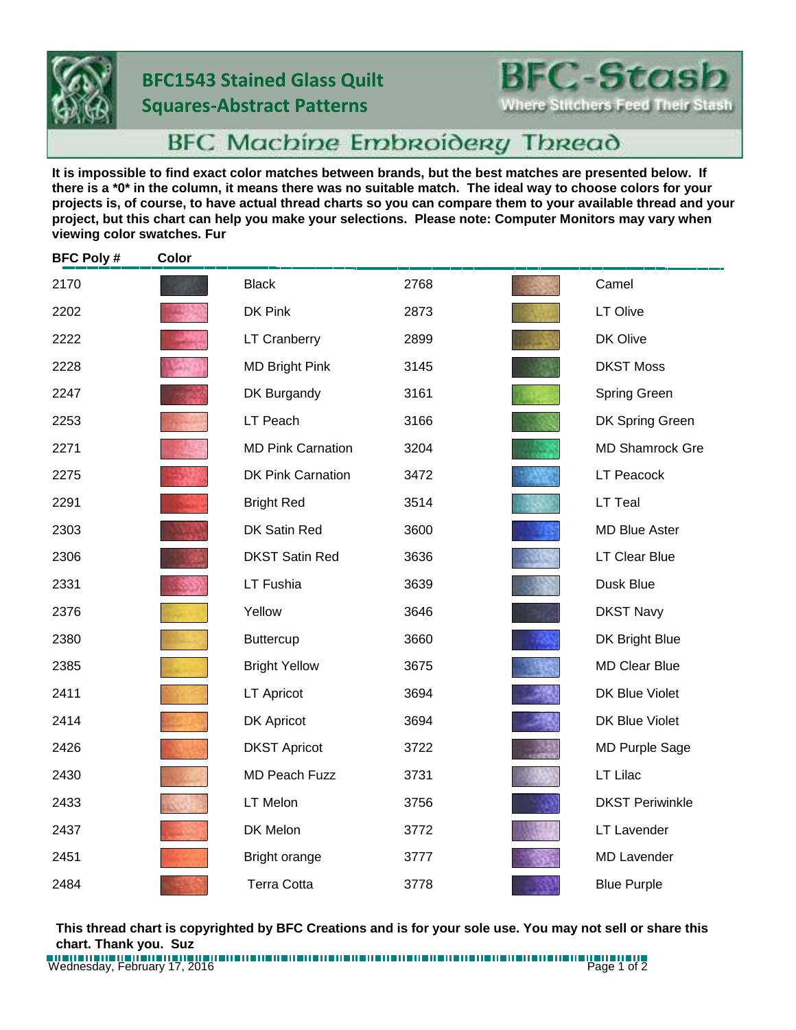# BFC1543 Stained Glass Quilt Squares-Abstract Patterns

**BFC-Stash**
Where Stitchers Feed Their Stash

## BFC Machine Embroidery Thread

**It is impossible to find exact color matches between brands, but the best matches are presented below. If there is a *0* in the column, it means there was no suitable match. The ideal way to choose colors for your projects is, of course, to have actual thread charts so you can compare them to your available thread and your project, but this chart can help you make your selections. Please note: Computer Monitors may vary when viewing color swatches. Fur**

| BFC Poly # | Color | | BFC Poly # | Color | |
|---|---|---|---|---|---|
| 2170 | | Black | 2768 | | Camel |
| 2202 | | DK Pink | 2873 | | LT Olive |
| 2222 | | LT Cranberry | 2899 | | DK Olive |
| 2228 | | MD Bright Pink | 3145 | | DKST Moss |
| 2247 | | DK Burgandy | 3161 | | Spring Green |
| 2253 | | LT Peach | 3166 | | DK Spring Green |
| 2271 | | MD Pink Carnation | 3204 | | MD Shamrock Gre |
| 2275 | | DK Pink Carnation | 3472 | | LT Peacock |
| 2291 | | Bright Red | 3514 | | LT Teal |
| 2303 | | DK Satin Red | 3600 | | MD Blue Aster |
| 2306 | | DKST Satin Red | 3636 | | LT Clear Blue |
| 2331 | | LT Fushia | 3639 | | Dusk Blue |
| 2376 | | Yellow | 3646 | | DKST Navy |
| 2380 | | Buttercup | 3660 | | DK Bright Blue |
| 2385 | | Bright Yellow | 3675 | | MD Clear Blue |
| 2411 | | LT Apricot | 3694 | | DK Blue Violet |
| 2414 | | DK Apricot | 3694 | | DK Blue Violet |
| 2426 | | DKST Apricot | 3722 | | MD Purple Sage |
| 2430 | | MD Peach Fuzz | 3731 | | LT Lilac |
| 2433 | | LT Melon | 3756 | | DKST Periwinkle |
| 2437 | | DK Melon | 3772 | | LT Lavender |
| 2451 | | Bright orange | 3777 | | MD Lavender |
| 2484 | | Terra Cotta | 3778 | | Blue Purple |

**This thread chart is copyrighted by BFC Creations and is for your sole use. You may not sell or share this chart. Thank you. Suz**

Wednesday, February 17, 2016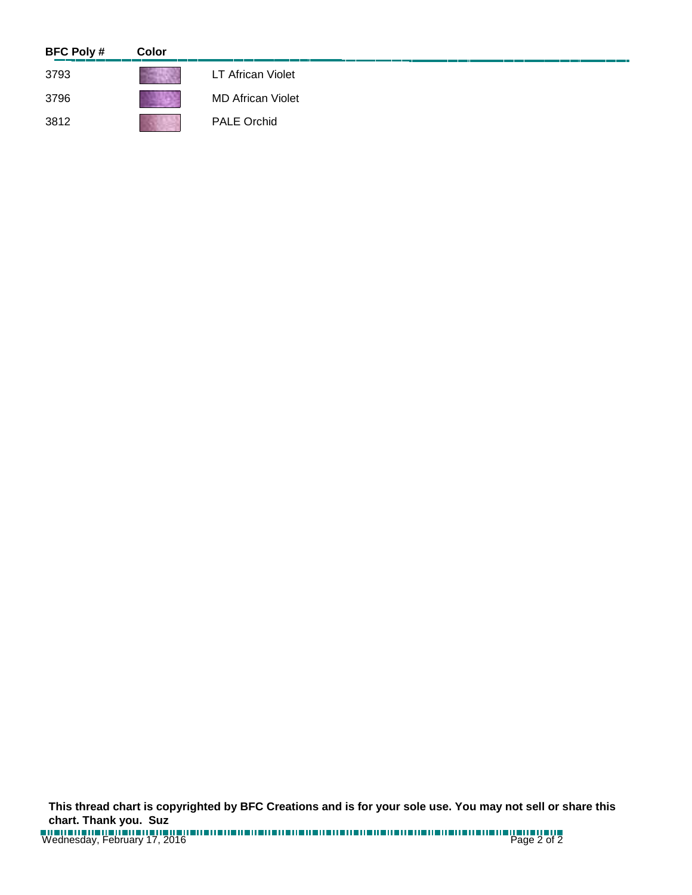| BFC Poly # | Color | |
|---|---|---|
| 3793 | | LT African Violet |
| 3796 | | MD African Violet |
| 3812 | | PALE Orchid |

**This thread chart is copyrighted by BFC Creations and is for your sole use. You may not sell or share this chart. Thank you. Suz**

Wednesday, February 17, 2016